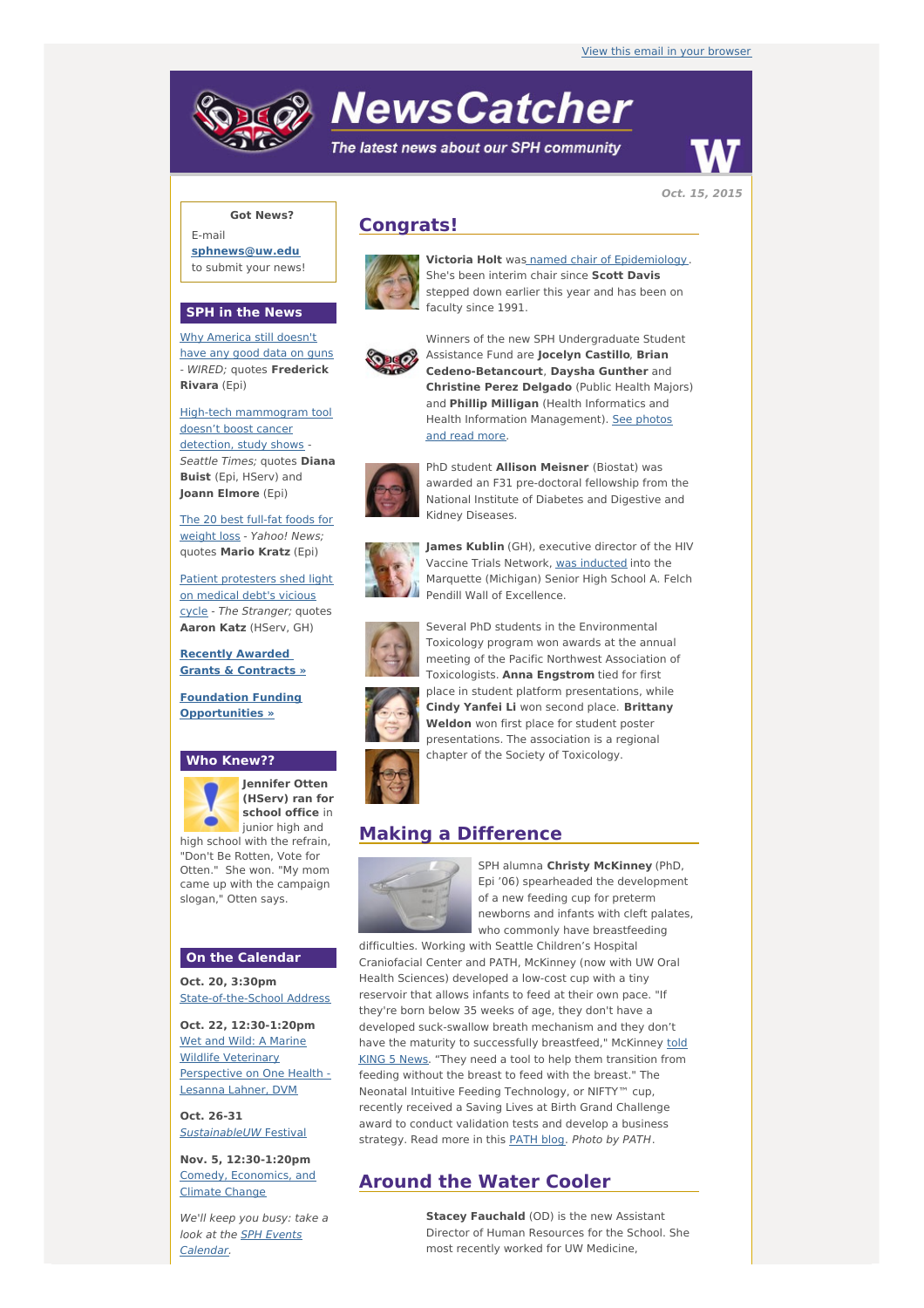View this email in your browser

# NewsCatcher

*The latest news about our SPH community*

***Oct. 15, 2015***

**Got News?**

E-mail **sphnews@uw.edu** to submit your news!

## SPH in the News

Why America still doesn't have any good data on guns - *WIRED;* quotes **Frederick Rivara** (Epi)

High-tech mammogram tool doesn't boost cancer detection, study shows - *Seattle Times;* quotes **Diana Buist** (Epi, HServ) and **Joann Elmore** (Epi)

The 20 best full-fat foods for weight loss - *Yahoo! News;* quotes **Mario Kratz** (Epi)

Patient protesters shed light on medical debt's vicious cycle - *The Stranger;* quotes **Aaron Katz** (HServ, GH)

**Recently Awarded Grants & Contracts »**

**Foundation Funding Opportunities »**

## Who Knew??

**Jennifer Otten (HServ) ran for school office** in junior high and high school with the refrain, "Don't Be Rotten, Vote for Otten." She won. "My mom came up with the campaign slogan," Otten says.

## On the Calendar

**Oct. 20, 3:30pm**
State-of-the-School Address

**Oct. 22, 12:30-1:20pm**
Wet and Wild: A Marine Wildlife Veterinary Perspective on One Health - Lesanna Lahner, DVM

**Oct. 26-31**
*SustainableUW* Festival

**Nov. 5, 12:30-1:20pm**
Comedy, Economics, and Climate Change

*We'll keep you busy: take a look at the SPH Events Calendar.*

## Congrats!

**Victoria Holt** was named chair of Epidemiology. She's been interim chair since **Scott Davis** stepped down earlier this year and has been on faculty since 1991.

Winners of the new SPH Undergraduate Student Assistance Fund are **Jocelyn Castillo**, **Brian Cedeno-Betancourt**, **Daysha Gunther** and **Christine Perez Delgado** (Public Health Majors) and **Phillip Milligan** (Health Informatics and Health Information Management). See photos and read more.

PhD student **Allison Meisner** (Biostat) was awarded an F31 pre-doctoral fellowship from the National Institute of Diabetes and Digestive and Kidney Diseases.

**James Kublin** (GH), executive director of the HIV Vaccine Trials Network, was inducted into the Marquette (Michigan) Senior High School A. Felch Pendill Wall of Excellence.

Several PhD students in the Environmental Toxicology program won awards at the annual meeting of the Pacific Northwest Association of Toxicologists. **Anna Engstrom** tied for first place in student platform presentations, while **Cindy Yanfei Li** won second place. **Brittany Weldon** won first place for student poster presentations. The association is a regional chapter of the Society of Toxicology.

## Making a Difference

SPH alumna **Christy McKinney** (PhD, Epi '06) spearheaded the development of a new feeding cup for preterm newborns and infants with cleft palates, who commonly have breastfeeding difficulties. Working with Seattle Children's Hospital Craniofacial Center and PATH, McKinney (now with UW Oral Health Sciences) developed a low-cost cup with a tiny reservoir that allows infants to feed at their own pace. "If they're born below 35 weeks of age, they don't have a developed suck-swallow breath mechanism and they don't have the maturity to successfully breastfeed," McKinney told KING 5 News. "They need a tool to help them transition from feeding without the breast to feed with the breast." The Neonatal Intuitive Feeding Technology, or NIFTY™ cup, recently received a Saving Lives at Birth Grand Challenge award to conduct validation tests and develop a business strategy. Read more in this PATH blog. *Photo by PATH*.

## Around the Water Cooler

**Stacey Fauchald** (OD) is the new Assistant Director of Human Resources for the School. She most recently worked for UW Medicine,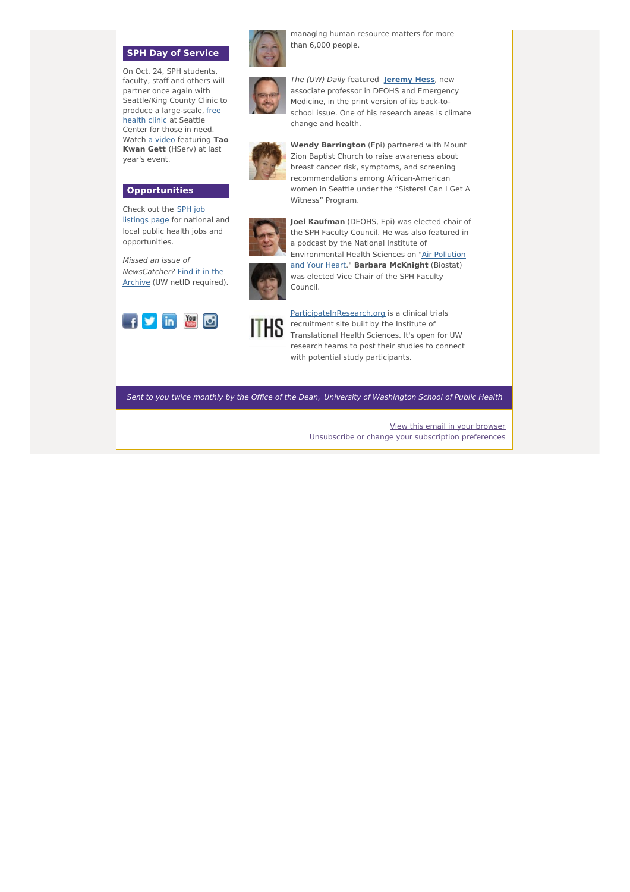## SPH Day of Service

On Oct. 24, SPH students, faculty, staff and others will partner once again with Seattle/King County Clinic to produce a large-scale, free health clinic at Seattle Center for those in need. Watch a video featuring **Tao Kwan Gett** (HServ) at last year's event.

## Opportunities

Check out the SPH job listings page for national and local public health jobs and opportunities.

*Missed an issue of NewsCatcher?* Find it in the Archive (UW netID required).

managing human resource matters for more than 6,000 people.

*The (UW) Daily* featured **Jeremy Hess**, new associate professor in DEOHS and Emergency Medicine, in the print version of its back-to-school issue. One of his research areas is climate change and health.

**Wendy Barrington** (Epi) partnered with Mount Zion Baptist Church to raise awareness about breast cancer risk, symptoms, and screening recommendations among African-American women in Seattle under the "Sisters! Can I Get A Witness" Program.

**Joel Kaufman** (DEOHS, Epi) was elected chair of the SPH Faculty Council. He was also featured in a podcast by the National Institute of Environmental Health Sciences on "Air Pollution and Your Heart." **Barbara McKnight** (Biostat) was elected Vice Chair of the SPH Faculty Council.

ITHS

ParticipateInResearch.org is a clinical trials recruitment site built by the Institute of Translational Health Sciences. It's open for UW research teams to post their studies to connect with potential study participants.

*Sent to you twice monthly by the Office of the Dean, University of Washington School of Public Health*

View this email in your browser

Unsubscribe or change your subscription preferences